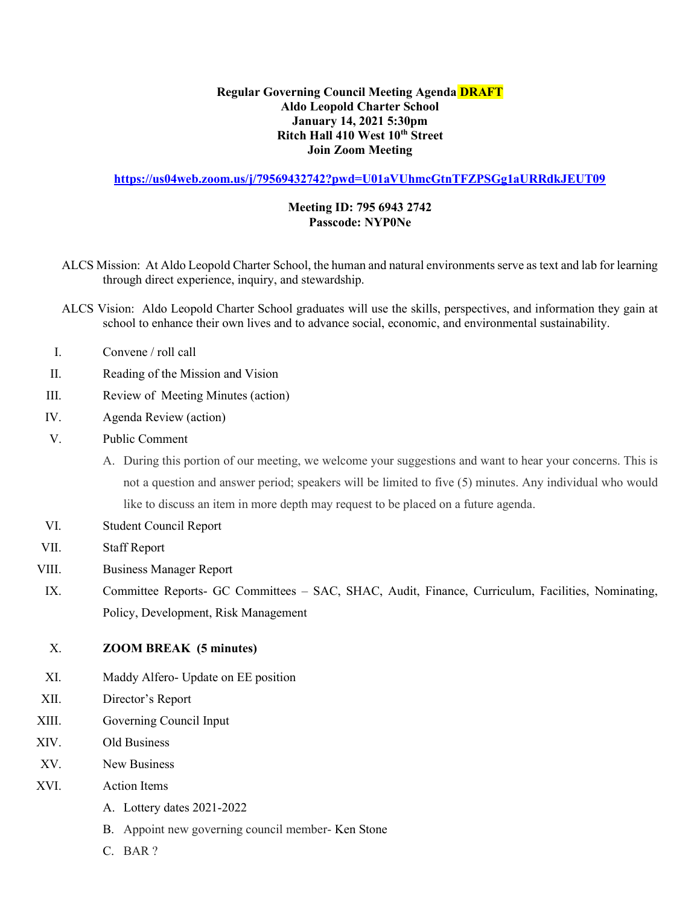**Regular Governing Council Meeting Agenda DRAFT**
**Aldo Leopold Charter School**
**January 14, 2021 5:30pm**
**Ritch Hall 410 West 10th Street**
**Join Zoom Meeting**

https://us04web.zoom.us/j/79569432742?pwd=U01aVUhmcGtnTFZPSGg1aURRdkJEUT09

**Meeting ID: 795 6943 2742**
**Passcode: NYP0Ne**

ALCS Mission: At Aldo Leopold Charter School, the human and natural environments serve as text and lab for learning through direct experience, inquiry, and stewardship.

ALCS Vision: Aldo Leopold Charter School graduates will use the skills, perspectives, and information they gain at school to enhance their own lives and to advance social, economic, and environmental sustainability.

I. Convene / roll call

II. Reading of the Mission and Vision

III. Review of Meeting Minutes (action)

IV. Agenda Review (action)

V. Public Comment

   A. During this portion of our meeting, we welcome your suggestions and want to hear your concerns. This is not a question and answer period; speakers will be limited to five (5) minutes. Any individual who would like to discuss an item in more depth may request to be placed on a future agenda.

VI. Student Council Report

VII. Staff Report

VIII. Business Manager Report

IX. Committee Reports- GC Committees – SAC, SHAC, Audit, Finance, Curriculum, Facilities, Nominating, Policy, Development, Risk Management

X. **ZOOM BREAK (5 minutes)**

XI. Maddy Alfero- Update on EE position

XII. Director's Report

XIII. Governing Council Input

XIV. Old Business

XV. New Business

XVI. Action Items

   A. Lottery dates 2021-2022

   B. Appoint new governing council member- Ken Stone

   C. BAR ?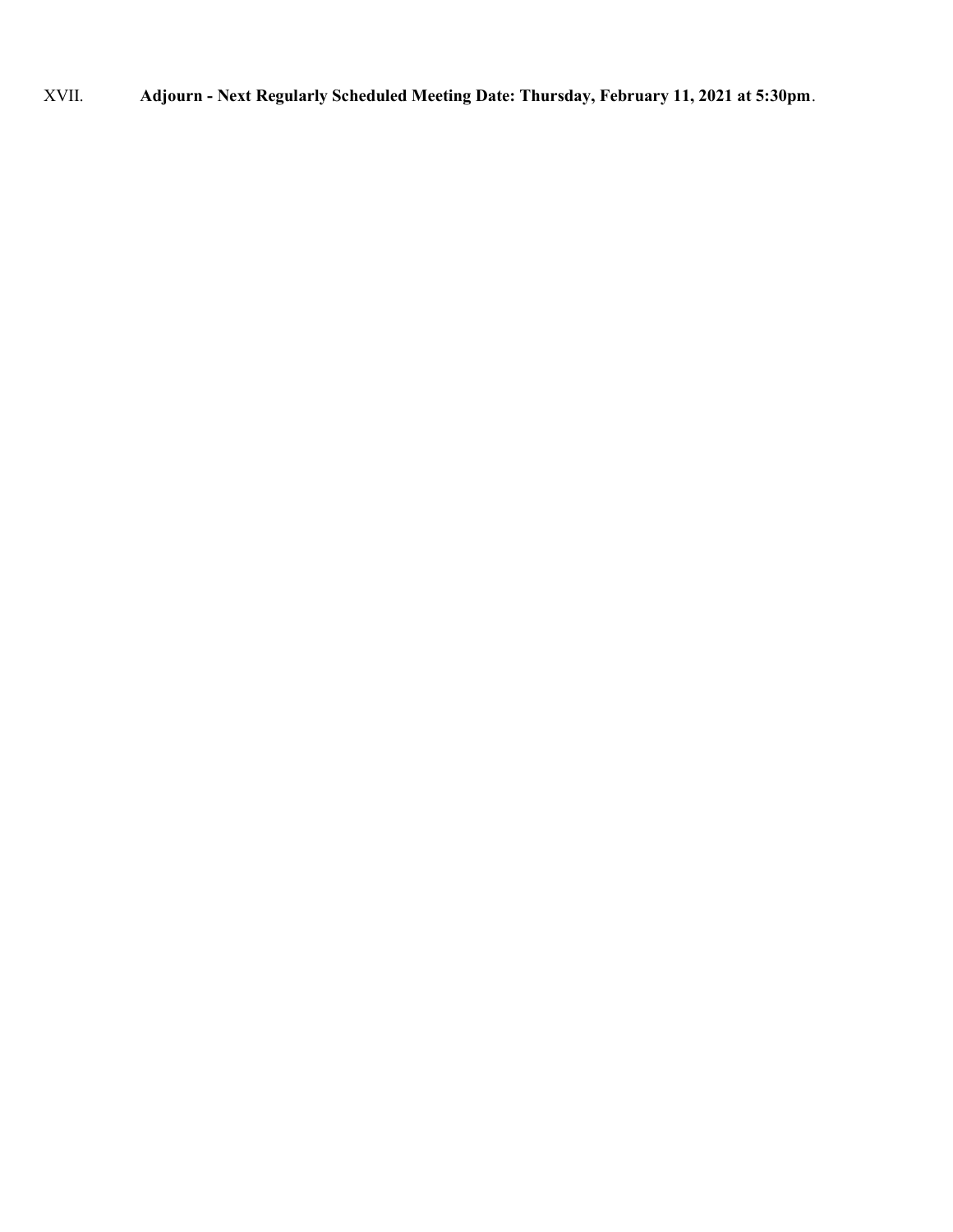XVII. **Adjourn - Next Regularly Scheduled Meeting Date: Thursday, February 11, 2021 at 5:30pm**.